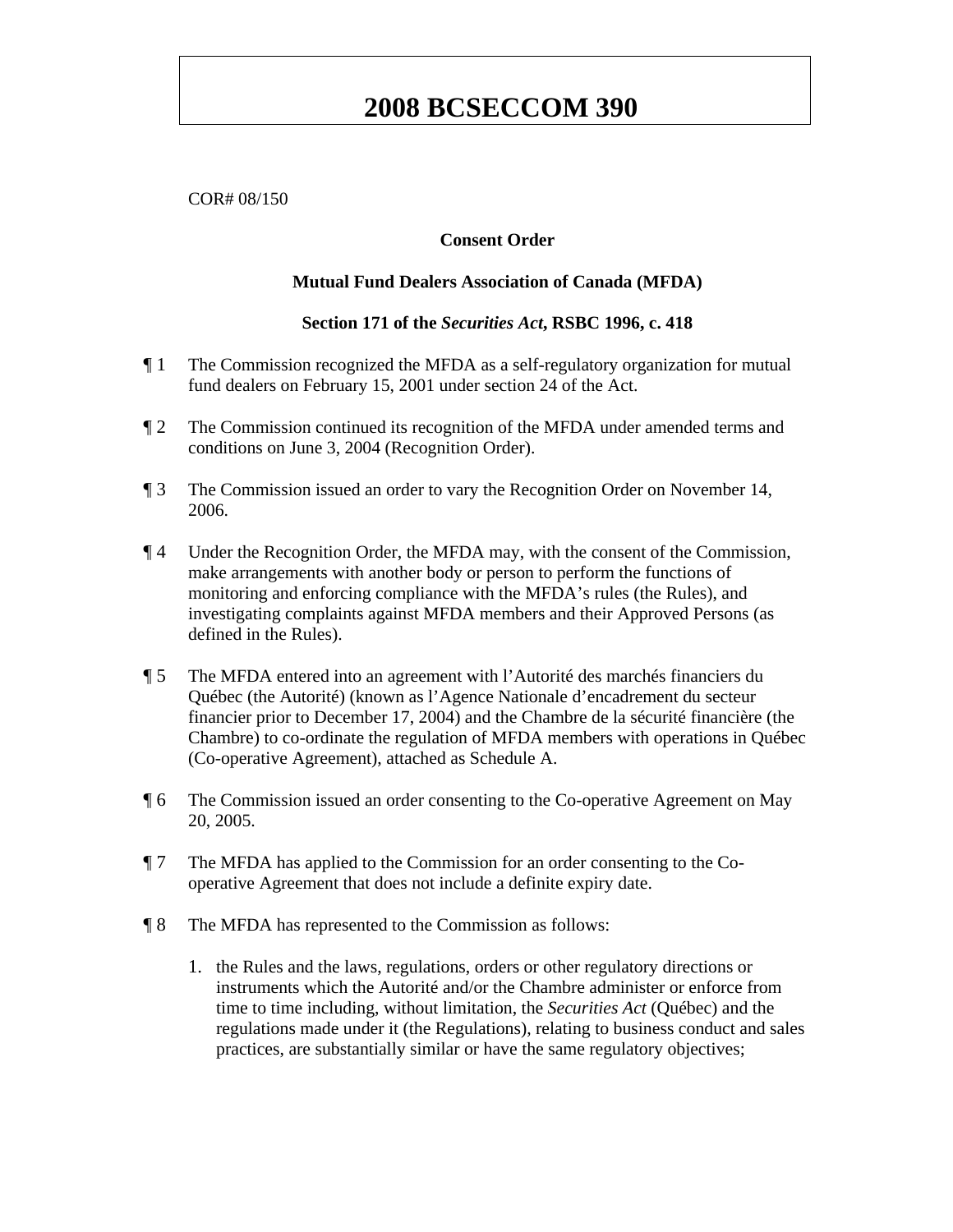# 2008 BCSECCOM 390

COR# 08/150

**Consent Order**

**Mutual Fund Dealers Association of Canada (MFDA)**

**Section 171 of the *Securities Act*, RSBC 1996, c. 418**

¶ 1 The Commission recognized the MFDA as a self-regulatory organization for mutual fund dealers on February 15, 2001 under section 24 of the Act.

¶ 2 The Commission continued its recognition of the MFDA under amended terms and conditions on June 3, 2004 (Recognition Order).

¶ 3 The Commission issued an order to vary the Recognition Order on November 14, 2006.

¶ 4 Under the Recognition Order, the MFDA may, with the consent of the Commission, make arrangements with another body or person to perform the functions of monitoring and enforcing compliance with the MFDA's rules (the Rules), and investigating complaints against MFDA members and their Approved Persons (as defined in the Rules).

¶ 5 The MFDA entered into an agreement with l'Autorité des marchés financiers du Québec (the Autorité) (known as l'Agence Nationale d'encadrement du secteur financier prior to December 17, 2004) and the Chambre de la sécurité financière (the Chambre) to co-ordinate the regulation of MFDA members with operations in Québec (Co-operative Agreement), attached as Schedule A.

¶ 6 The Commission issued an order consenting to the Co-operative Agreement on May 20, 2005.

¶ 7 The MFDA has applied to the Commission for an order consenting to the Co-operative Agreement that does not include a definite expiry date.

¶ 8 The MFDA has represented to the Commission as follows:

1. the Rules and the laws, regulations, orders or other regulatory directions or instruments which the Autorité and/or the Chambre administer or enforce from time to time including, without limitation, the *Securities Act* (Québec) and the regulations made under it (the Regulations), relating to business conduct and sales practices, are substantially similar or have the same regulatory objectives;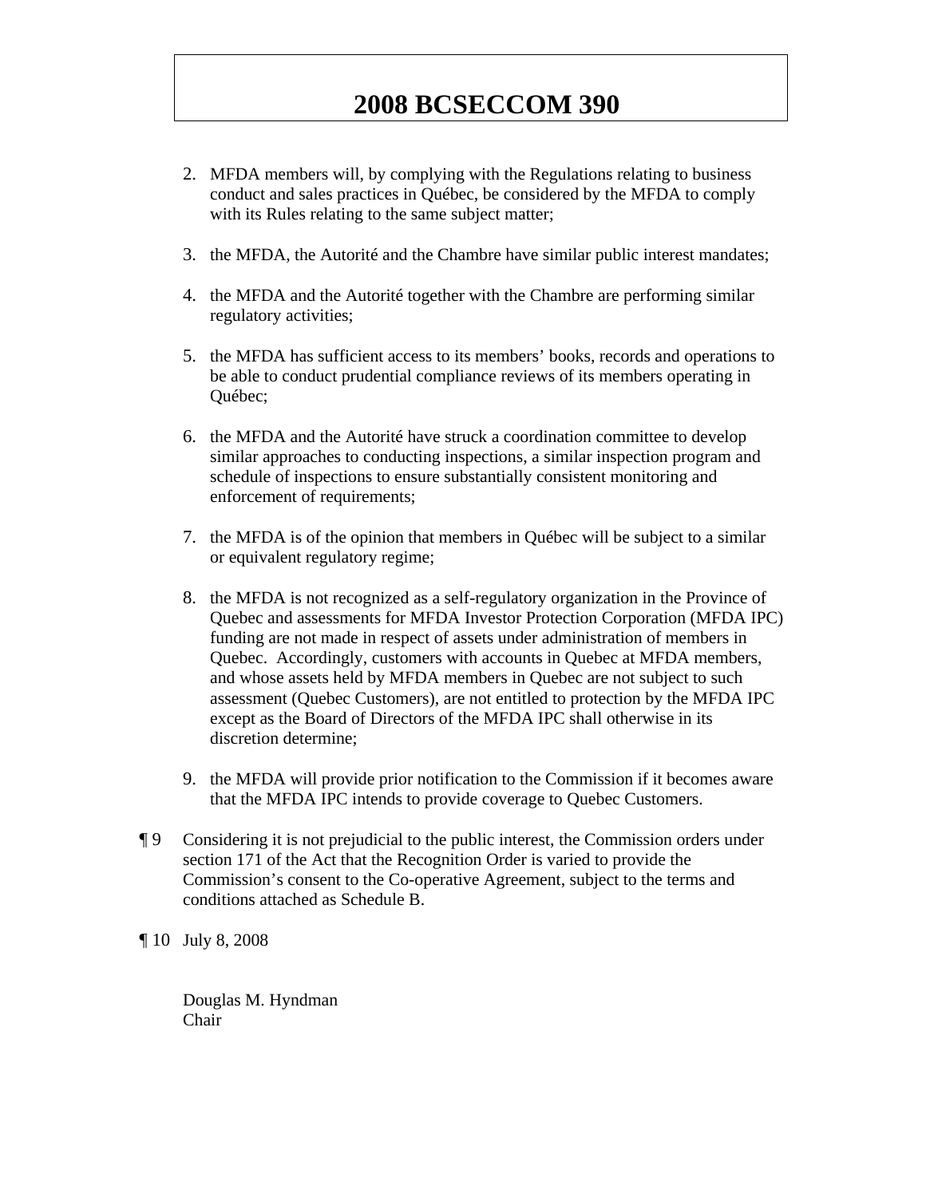2. MFDA members will, by complying with the Regulations relating to business conduct and sales practices in Québec, be considered by the MFDA to comply with its Rules relating to the same subject matter;

3. the MFDA, the Autorité and the Chambre have similar public interest mandates;

4. the MFDA and the Autorité together with the Chambre are performing similar regulatory activities;

5. the MFDA has sufficient access to its members' books, records and operations to be able to conduct prudential compliance reviews of its members operating in Québec;

6. the MFDA and the Autorité have struck a coordination committee to develop similar approaches to conducting inspections, a similar inspection program and schedule of inspections to ensure substantially consistent monitoring and enforcement of requirements;

7. the MFDA is of the opinion that members in Québec will be subject to a similar or equivalent regulatory regime;

8. the MFDA is not recognized as a self-regulatory organization in the Province of Quebec and assessments for MFDA Investor Protection Corporation (MFDA IPC) funding are not made in respect of assets under administration of members in Quebec. Accordingly, customers with accounts in Quebec at MFDA members, and whose assets held by MFDA members in Quebec are not subject to such assessment (Quebec Customers), are not entitled to protection by the MFDA IPC except as the Board of Directors of the MFDA IPC shall otherwise in its discretion determine;

9. the MFDA will provide prior notification to the Commission if it becomes aware that the MFDA IPC intends to provide coverage to Quebec Customers.

¶ 9 Considering it is not prejudicial to the public interest, the Commission orders under section 171 of the Act that the Recognition Order is varied to provide the Commission's consent to the Co-operative Agreement, subject to the terms and conditions attached as Schedule B.

¶ 10 July 8, 2008

Douglas M. Hyndman
Chair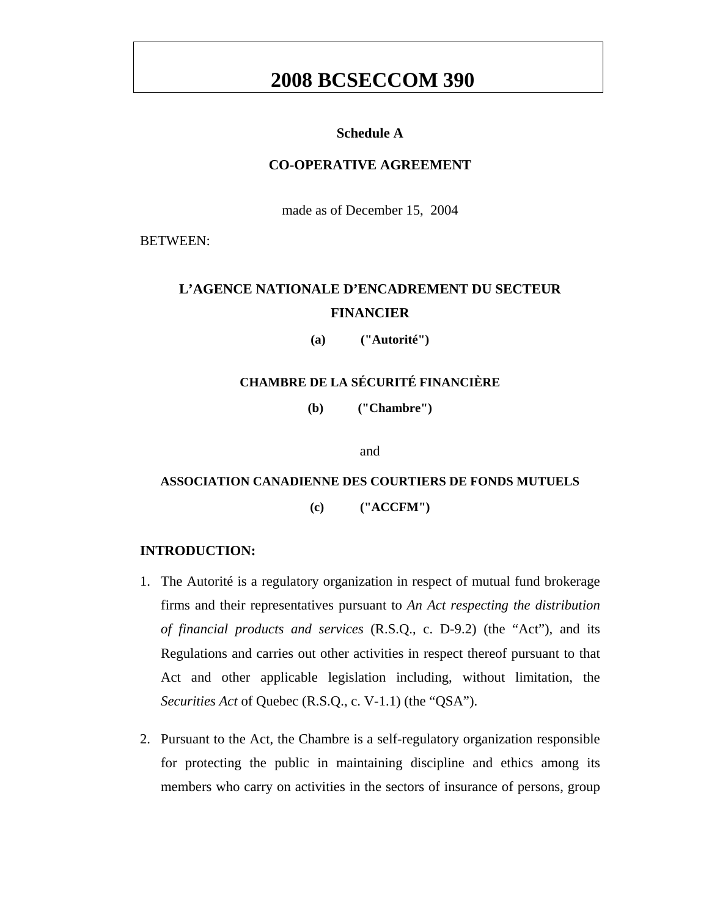# 2008 BCSECCOM 390

**Schedule A**

**CO-OPERATIVE AGREEMENT**

made as of December 15, 2004

BETWEEN:

**L'AGENCE NATIONALE D'ENCADREMENT DU SECTEUR FINANCIER**

**(a) ("Autorité")**

**CHAMBRE DE LA SÉCURITÉ FINANCIÈRE**

**(b) ("Chambre")**

and

**ASSOCIATION CANADIENNE DES COURTIERS DE FONDS MUTUELS**

**(c) ("ACCFM")**

**INTRODUCTION:**

1. The Autorité is a regulatory organization in respect of mutual fund brokerage firms and their representatives pursuant to *An Act respecting the distribution of financial products and services* (R.S.Q., c. D-9.2) (the "Act"), and its Regulations and carries out other activities in respect thereof pursuant to that Act and other applicable legislation including, without limitation, the *Securities Act* of Quebec (R.S.Q., c. V-1.1) (the "QSA").

2. Pursuant to the Act, the Chambre is a self-regulatory organization responsible for protecting the public in maintaining discipline and ethics among its members who carry on activities in the sectors of insurance of persons, group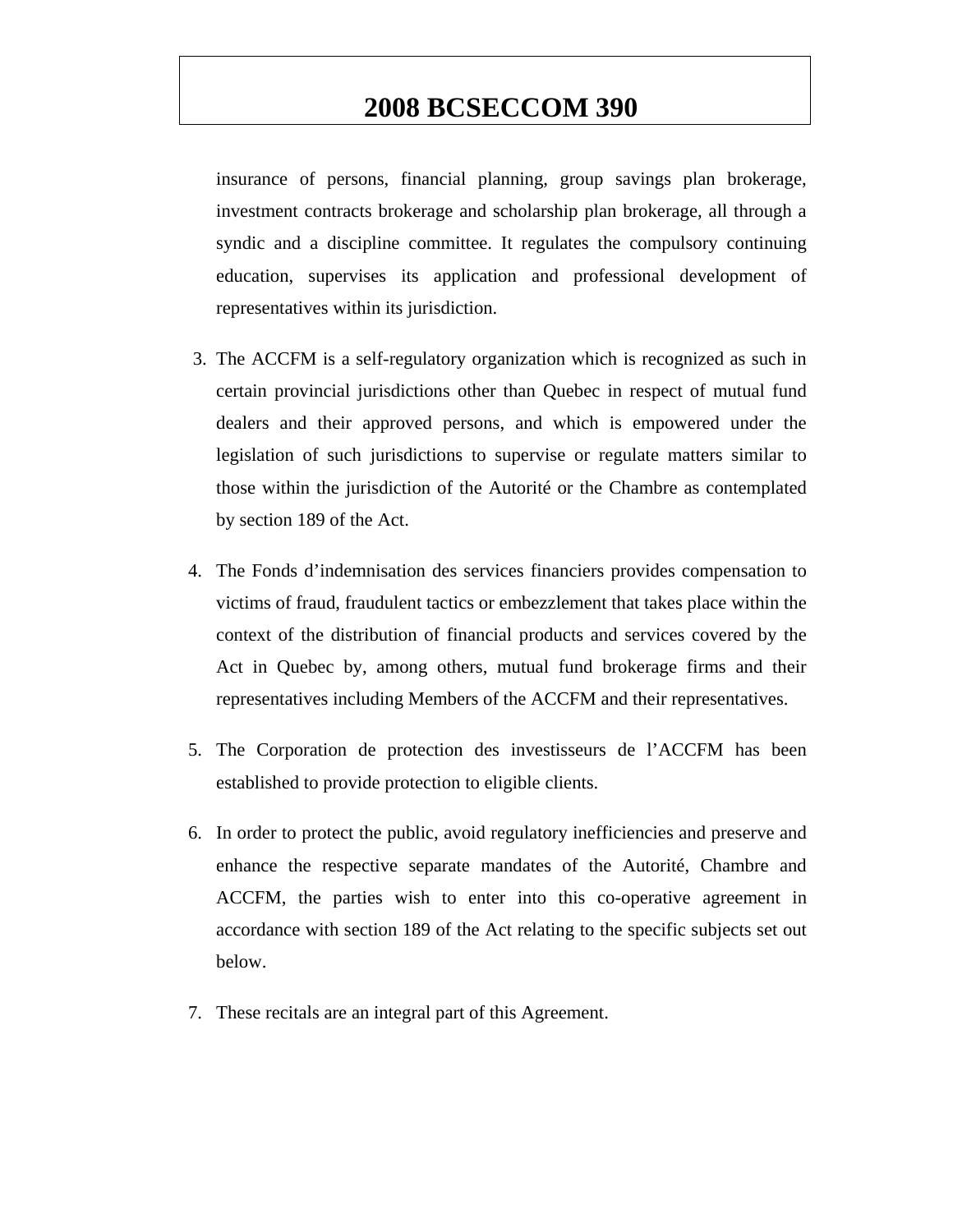insurance of persons, financial planning, group savings plan brokerage, investment contracts brokerage and scholarship plan brokerage, all through a syndic and a discipline committee. It regulates the compulsory continuing education, supervises its application and professional development of representatives within its jurisdiction.

3. The ACCFM is a self-regulatory organization which is recognized as such in certain provincial jurisdictions other than Quebec in respect of mutual fund dealers and their approved persons, and which is empowered under the legislation of such jurisdictions to supervise or regulate matters similar to those within the jurisdiction of the Autorité or the Chambre as contemplated by section 189 of the Act.

4. The Fonds d'indemnisation des services financiers provides compensation to victims of fraud, fraudulent tactics or embezzlement that takes place within the context of the distribution of financial products and services covered by the Act in Quebec by, among others, mutual fund brokerage firms and their representatives including Members of the ACCFM and their representatives.

5. The Corporation de protection des investisseurs de l'ACCFM has been established to provide protection to eligible clients.

6. In order to protect the public, avoid regulatory inefficiencies and preserve and enhance the respective separate mandates of the Autorité, Chambre and ACCFM, the parties wish to enter into this co-operative agreement in accordance with section 189 of the Act relating to the specific subjects set out below.

7. These recitals are an integral part of this Agreement.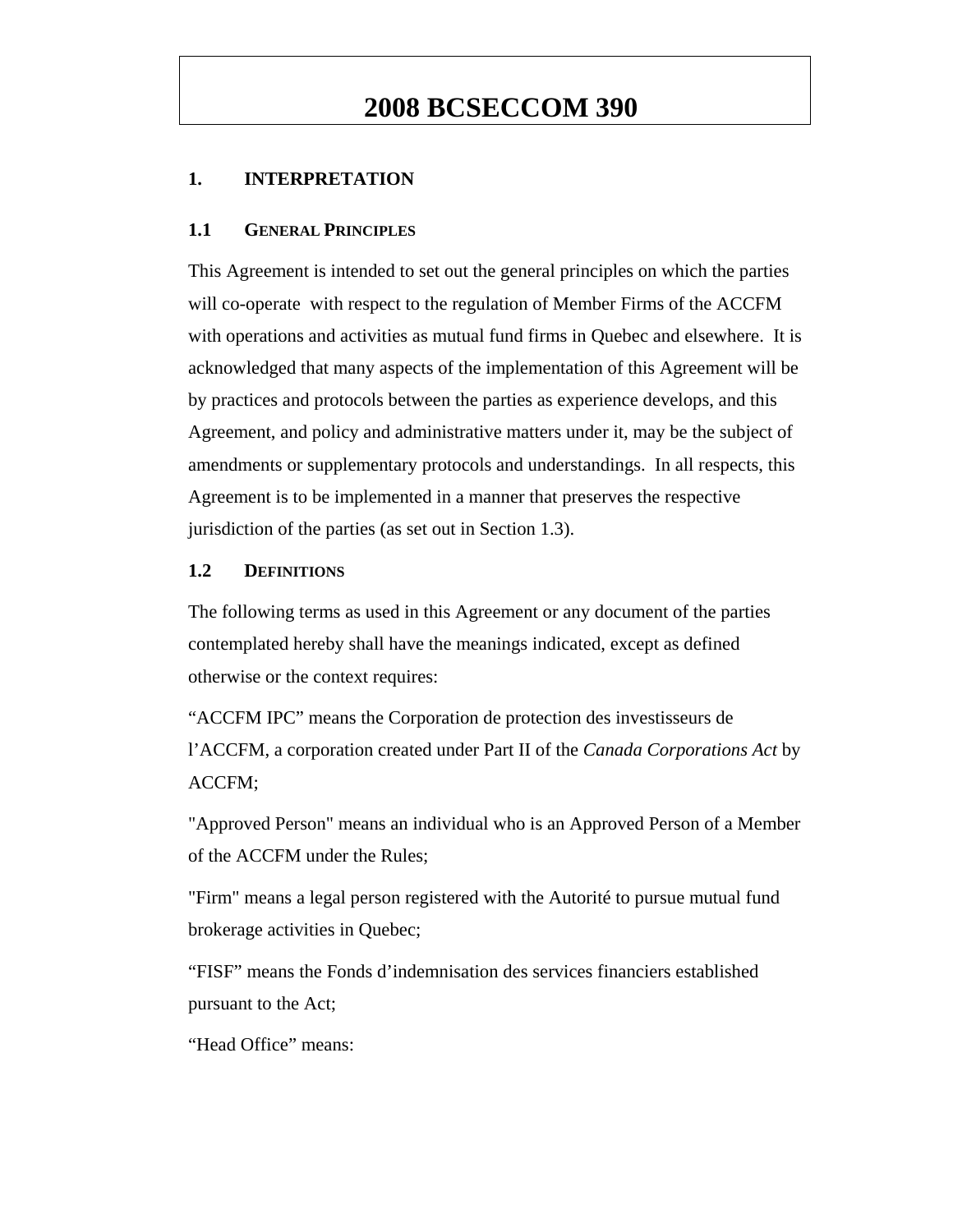## 1. INTERPRETATION

### 1.1 GENERAL PRINCIPLES

This Agreement is intended to set out the general principles on which the parties will co-operate with respect to the regulation of Member Firms of the ACCFM with operations and activities as mutual fund firms in Quebec and elsewhere. It is acknowledged that many aspects of the implementation of this Agreement will be by practices and protocols between the parties as experience develops, and this Agreement, and policy and administrative matters under it, may be the subject of amendments or supplementary protocols and understandings. In all respects, this Agreement is to be implemented in a manner that preserves the respective jurisdiction of the parties (as set out in Section 1.3).

### 1.2 DEFINITIONS

The following terms as used in this Agreement or any document of the parties contemplated hereby shall have the meanings indicated, except as defined otherwise or the context requires:

“ACCFM IPC” means the Corporation de protection des investisseurs de l’ACCFM, a corporation created under Part II of the *Canada Corporations Act* by ACCFM;

"Approved Person" means an individual who is an Approved Person of a Member of the ACCFM under the Rules;

"Firm" means a legal person registered with the Autorité to pursue mutual fund brokerage activities in Quebec;

“FISF” means the Fonds d’indemnisation des services financiers established pursuant to the Act;

“Head Office” means: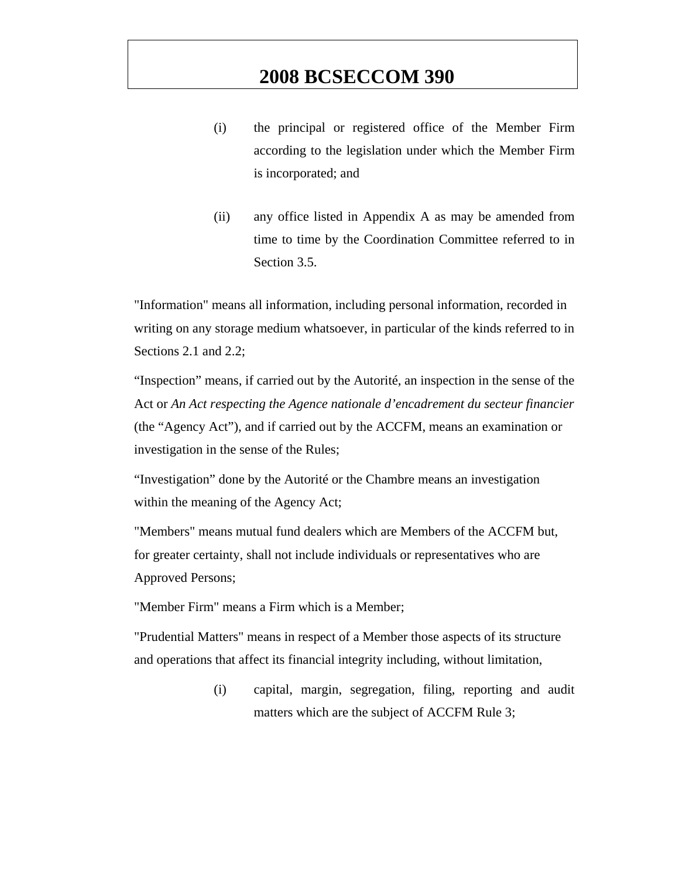(i) the principal or registered office of the Member Firm according to the legislation under which the Member Firm is incorporated; and

(ii) any office listed in Appendix A as may be amended from time to time by the Coordination Committee referred to in Section 3.5.

"Information" means all information, including personal information, recorded in writing on any storage medium whatsoever, in particular of the kinds referred to in Sections 2.1 and 2.2;

“Inspection” means, if carried out by the Autorité, an inspection in the sense of the Act or *An Act respecting the Agence nationale d’encadrement du secteur financier* (the “Agency Act”), and if carried out by the ACCFM, means an examination or investigation in the sense of the Rules;

“Investigation” done by the Autorité or the Chambre means an investigation within the meaning of the Agency Act;

"Members" means mutual fund dealers which are Members of the ACCFM but, for greater certainty, shall not include individuals or representatives who are Approved Persons;

"Member Firm" means a Firm which is a Member;

"Prudential Matters" means in respect of a Member those aspects of its structure and operations that affect its financial integrity including, without limitation,

(i) capital, margin, segregation, filing, reporting and audit matters which are the subject of ACCFM Rule 3;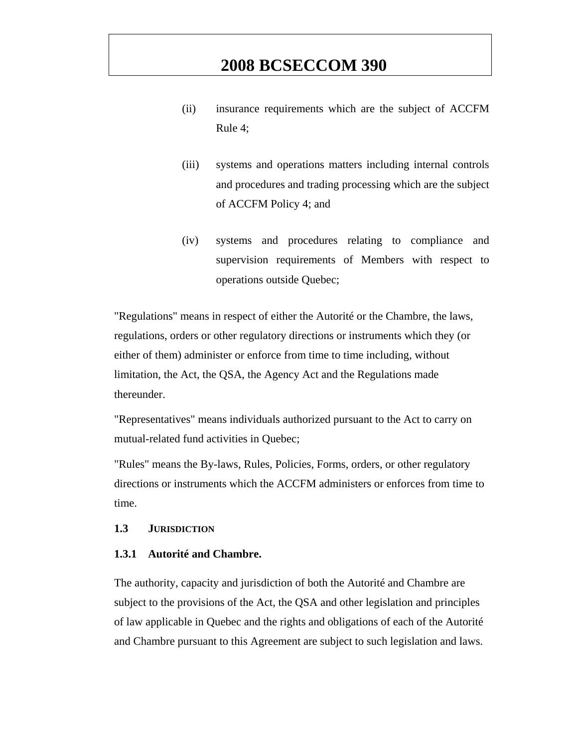(ii) insurance requirements which are the subject of ACCFM Rule 4;

(iii) systems and operations matters including internal controls and procedures and trading processing which are the subject of ACCFM Policy 4; and

(iv) systems and procedures relating to compliance and supervision requirements of Members with respect to operations outside Quebec;

"Regulations" means in respect of either the Autorité or the Chambre, the laws, regulations, orders or other regulatory directions or instruments which they (or either of them) administer or enforce from time to time including, without limitation, the Act, the QSA, the Agency Act and the Regulations made thereunder.

"Representatives" means individuals authorized pursuant to the Act to carry on mutual-related fund activities in Quebec;

"Rules" means the By-laws, Rules, Policies, Forms, orders, or other regulatory directions or instruments which the ACCFM administers or enforces from time to time.

**1.3 JURISDICTION**

**1.3.1 Autorité and Chambre.**

The authority, capacity and jurisdiction of both the Autorité and Chambre are subject to the provisions of the Act, the QSA and other legislation and principles of law applicable in Quebec and the rights and obligations of each of the Autorité and Chambre pursuant to this Agreement are subject to such legislation and laws.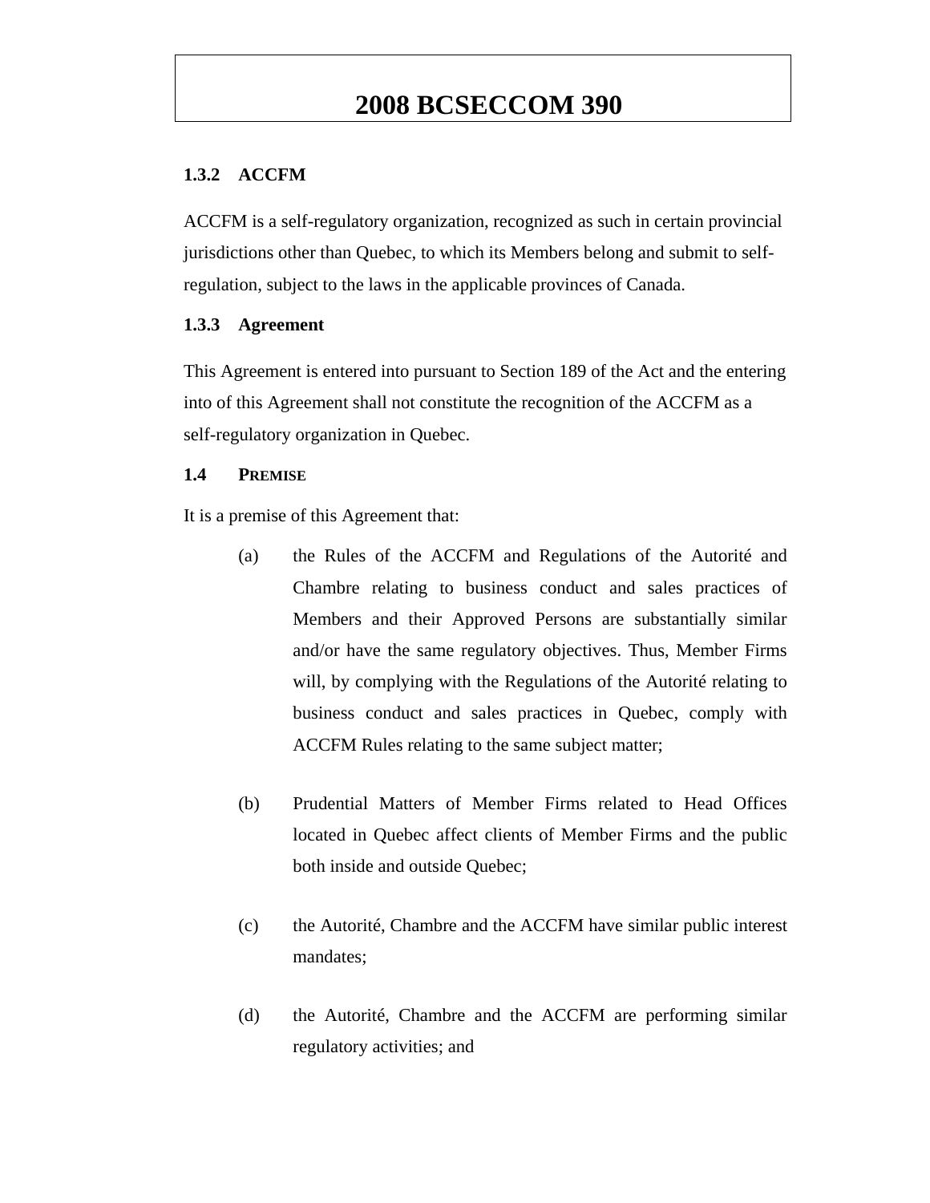**2008 BCSECCOM 390**

### 1.3.2 ACCFM

ACCFM is a self-regulatory organization, recognized as such in certain provincial jurisdictions other than Quebec, to which its Members belong and submit to self-regulation, subject to the laws in the applicable provinces of Canada.

### 1.3.3 Agreement

This Agreement is entered into pursuant to Section 189 of the Act and the entering into of this Agreement shall not constitute the recognition of the ACCFM as a self-regulatory organization in Quebec.

### 1.4 PREMISE

It is a premise of this Agreement that:

(a) the Rules of the ACCFM and Regulations of the Autorité and Chambre relating to business conduct and sales practices of Members and their Approved Persons are substantially similar and/or have the same regulatory objectives. Thus, Member Firms will, by complying with the Regulations of the Autorité relating to business conduct and sales practices in Quebec, comply with ACCFM Rules relating to the same subject matter;

(b) Prudential Matters of Member Firms related to Head Offices located in Quebec affect clients of Member Firms and the public both inside and outside Quebec;

(c) the Autorité, Chambre and the ACCFM have similar public interest mandates;

(d) the Autorité, Chambre and the ACCFM are performing similar regulatory activities; and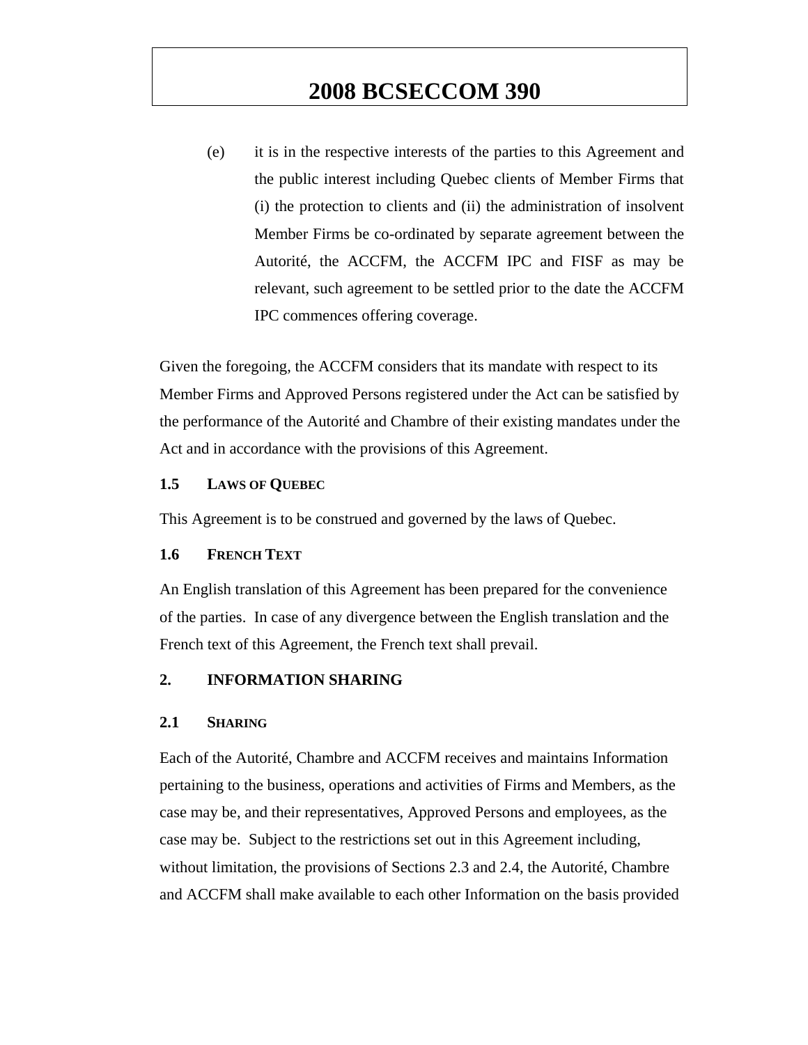(e) it is in the respective interests of the parties to this Agreement and the public interest including Quebec clients of Member Firms that (i) the protection to clients and (ii) the administration of insolvent Member Firms be co-ordinated by separate agreement between the Autorité, the ACCFM, the ACCFM IPC and FISF as may be relevant, such agreement to be settled prior to the date the ACCFM IPC commences offering coverage.

Given the foregoing, the ACCFM considers that its mandate with respect to its Member Firms and Approved Persons registered under the Act can be satisfied by the performance of the Autorité and Chambre of their existing mandates under the Act and in accordance with the provisions of this Agreement.

### 1.5 LAWS OF QUEBEC

This Agreement is to be construed and governed by the laws of Quebec.

### 1.6 FRENCH TEXT

An English translation of this Agreement has been prepared for the convenience of the parties. In case of any divergence between the English translation and the French text of this Agreement, the French text shall prevail.

## 2. INFORMATION SHARING

### 2.1 SHARING

Each of the Autorité, Chambre and ACCFM receives and maintains Information pertaining to the business, operations and activities of Firms and Members, as the case may be, and their representatives, Approved Persons and employees, as the case may be. Subject to the restrictions set out in this Agreement including, without limitation, the provisions of Sections 2.3 and 2.4, the Autorité, Chambre and ACCFM shall make available to each other Information on the basis provided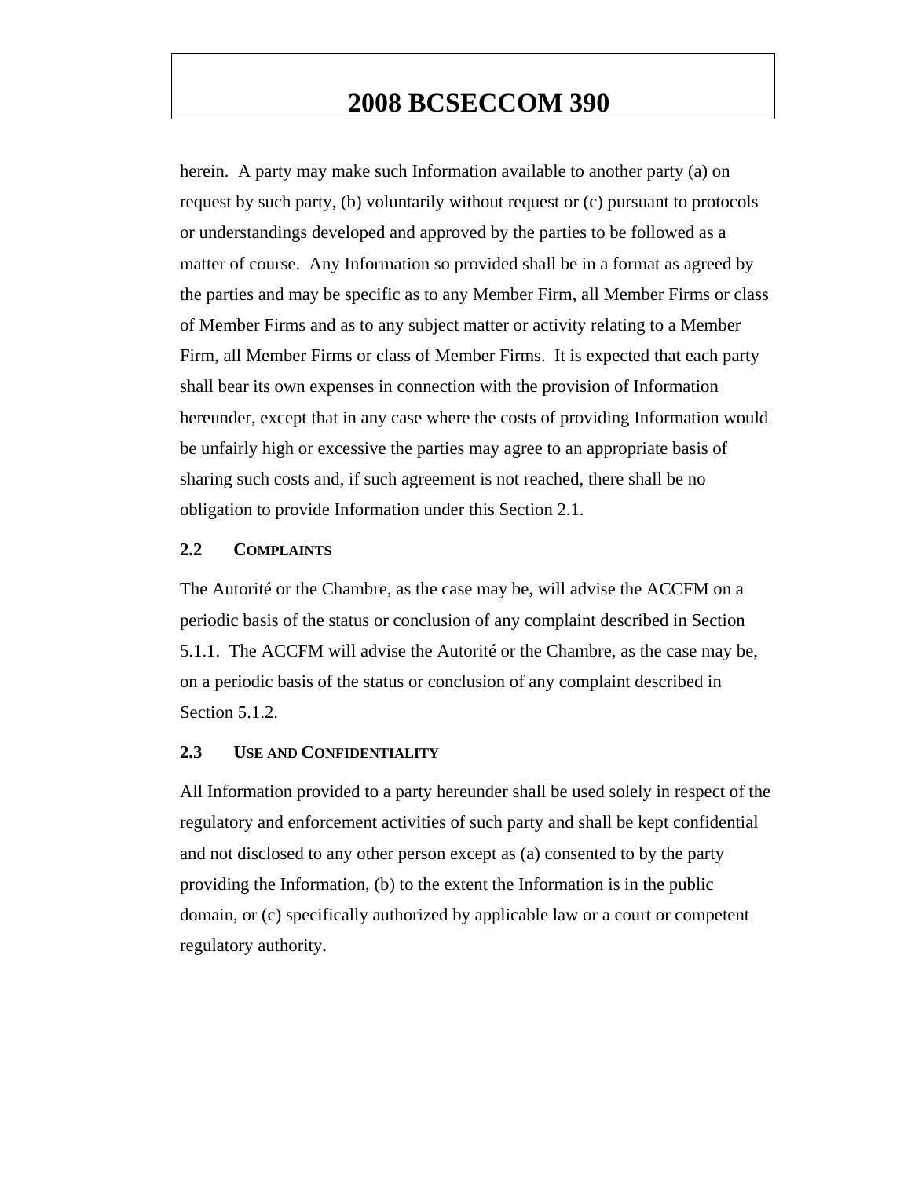herein. A party may make such Information available to another party (a) on request by such party, (b) voluntarily without request or (c) pursuant to protocols or understandings developed and approved by the parties to be followed as a matter of course. Any Information so provided shall be in a format as agreed by the parties and may be specific as to any Member Firm, all Member Firms or class of Member Firms and as to any subject matter or activity relating to a Member Firm, all Member Firms or class of Member Firms. It is expected that each party shall bear its own expenses in connection with the provision of Information hereunder, except that in any case where the costs of providing Information would be unfairly high or excessive the parties may agree to an appropriate basis of sharing such costs and, if such agreement is not reached, there shall be no obligation to provide Information under this Section 2.1.

### 2.2 COMPLAINTS

The Autorité or the Chambre, as the case may be, will advise the ACCFM on a periodic basis of the status or conclusion of any complaint described in Section 5.1.1. The ACCFM will advise the Autorité or the Chambre, as the case may be, on a periodic basis of the status or conclusion of any complaint described in Section 5.1.2.

### 2.3 USE AND CONFIDENTIALITY

All Information provided to a party hereunder shall be used solely in respect of the regulatory and enforcement activities of such party and shall be kept confidential and not disclosed to any other person except as (a) consented to by the party providing the Information, (b) to the extent the Information is in the public domain, or (c) specifically authorized by applicable law or a court or competent regulatory authority.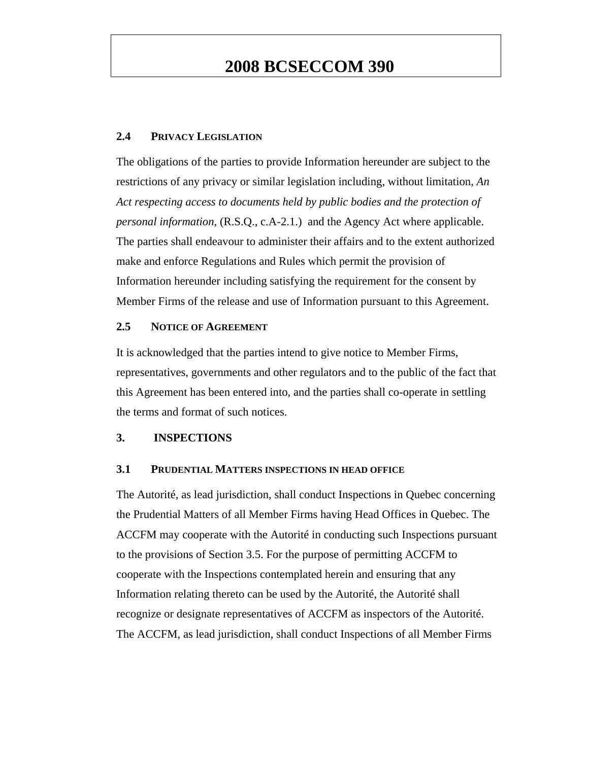#### 2.4 PRIVACY LEGISLATION

The obligations of the parties to provide Information hereunder are subject to the restrictions of any privacy or similar legislation including, without limitation, *An Act respecting access to documents held by public bodies and the protection of personal information*, (R.S.Q., c.A-2.1.) and the Agency Act where applicable. The parties shall endeavour to administer their affairs and to the extent authorized make and enforce Regulations and Rules which permit the provision of Information hereunder including satisfying the requirement for the consent by Member Firms of the release and use of Information pursuant to this Agreement.

#### 2.5 NOTICE OF AGREEMENT

It is acknowledged that the parties intend to give notice to Member Firms, representatives, governments and other regulators and to the public of the fact that this Agreement has been entered into, and the parties shall co-operate in settling the terms and format of such notices.

### 3. INSPECTIONS

#### 3.1 PRUDENTIAL MATTERS INSPECTIONS IN HEAD OFFICE

The Autorité, as lead jurisdiction, shall conduct Inspections in Quebec concerning the Prudential Matters of all Member Firms having Head Offices in Quebec. The ACCFM may cooperate with the Autorité in conducting such Inspections pursuant to the provisions of Section 3.5. For the purpose of permitting ACCFM to cooperate with the Inspections contemplated herein and ensuring that any Information relating thereto can be used by the Autorité, the Autorité shall recognize or designate representatives of ACCFM as inspectors of the Autorité. The ACCFM, as lead jurisdiction, shall conduct Inspections of all Member Firms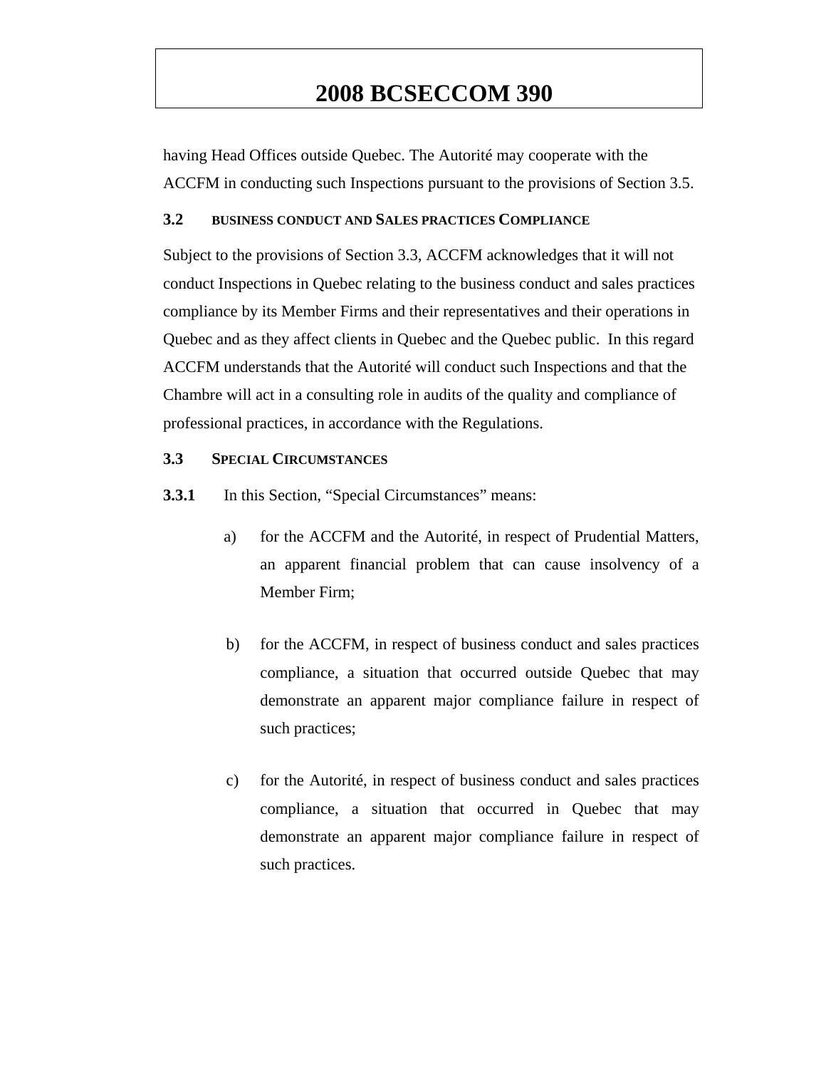having Head Offices outside Quebec. The Autorité may cooperate with the ACCFM in conducting such Inspections pursuant to the provisions of Section 3.5.

### 3.2 BUSINESS CONDUCT AND SALES PRACTICES COMPLIANCE

Subject to the provisions of Section 3.3, ACCFM acknowledges that it will not conduct Inspections in Quebec relating to the business conduct and sales practices compliance by its Member Firms and their representatives and their operations in Quebec and as they affect clients in Quebec and the Quebec public. In this regard ACCFM understands that the Autorité will conduct such Inspections and that the Chambre will act in a consulting role in audits of the quality and compliance of professional practices, in accordance with the Regulations.

### 3.3 SPECIAL CIRCUMSTANCES

**3.3.1** In this Section, "Special Circumstances" means:

a) for the ACCFM and the Autorité, in respect of Prudential Matters, an apparent financial problem that can cause insolvency of a Member Firm;

b) for the ACCFM, in respect of business conduct and sales practices compliance, a situation that occurred outside Quebec that may demonstrate an apparent major compliance failure in respect of such practices;

c) for the Autorité, in respect of business conduct and sales practices compliance, a situation that occurred in Quebec that may demonstrate an apparent major compliance failure in respect of such practices.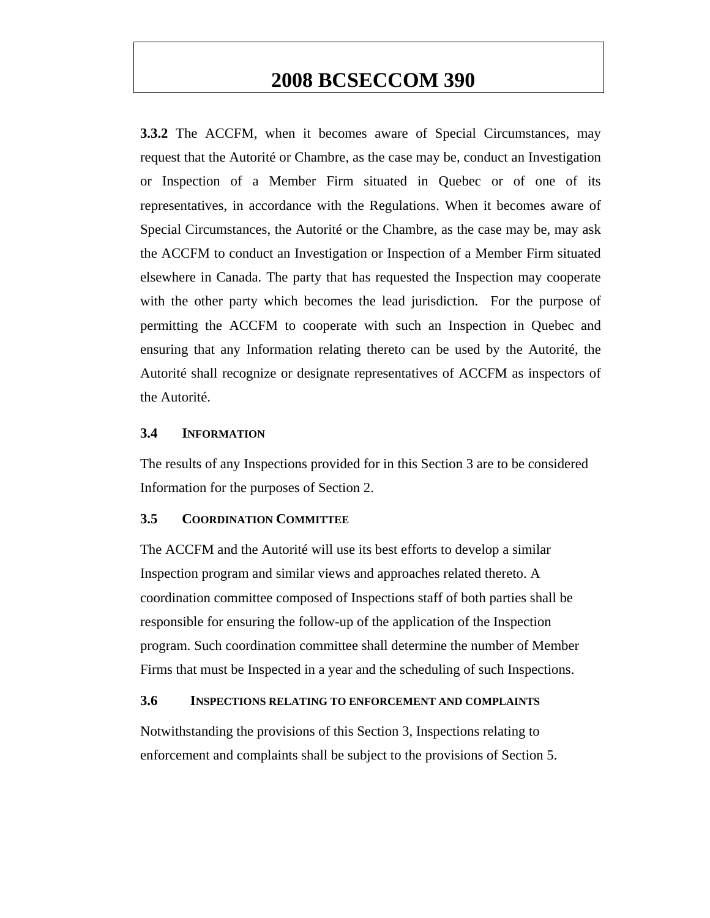**3.3.2** The ACCFM, when it becomes aware of Special Circumstances, may request that the Autorité or Chambre, as the case may be, conduct an Investigation or Inspection of a Member Firm situated in Quebec or of one of its representatives, in accordance with the Regulations. When it becomes aware of Special Circumstances, the Autorité or the Chambre, as the case may be, may ask the ACCFM to conduct an Investigation or Inspection of a Member Firm situated elsewhere in Canada. The party that has requested the Inspection may cooperate with the other party which becomes the lead jurisdiction. For the purpose of permitting the ACCFM to cooperate with such an Inspection in Quebec and ensuring that any Information relating thereto can be used by the Autorité, the Autorité shall recognize or designate representatives of ACCFM as inspectors of the Autorité.

### 3.4 INFORMATION

The results of any Inspections provided for in this Section 3 are to be considered Information for the purposes of Section 2.

### 3.5 COORDINATION COMMITTEE

The ACCFM and the Autorité will use its best efforts to develop a similar Inspection program and similar views and approaches related thereto. A coordination committee composed of Inspections staff of both parties shall be responsible for ensuring the follow-up of the application of the Inspection program. Such coordination committee shall determine the number of Member Firms that must be Inspected in a year and the scheduling of such Inspections.

### 3.6 INSPECTIONS RELATING TO ENFORCEMENT AND COMPLAINTS

Notwithstanding the provisions of this Section 3, Inspections relating to enforcement and complaints shall be subject to the provisions of Section 5.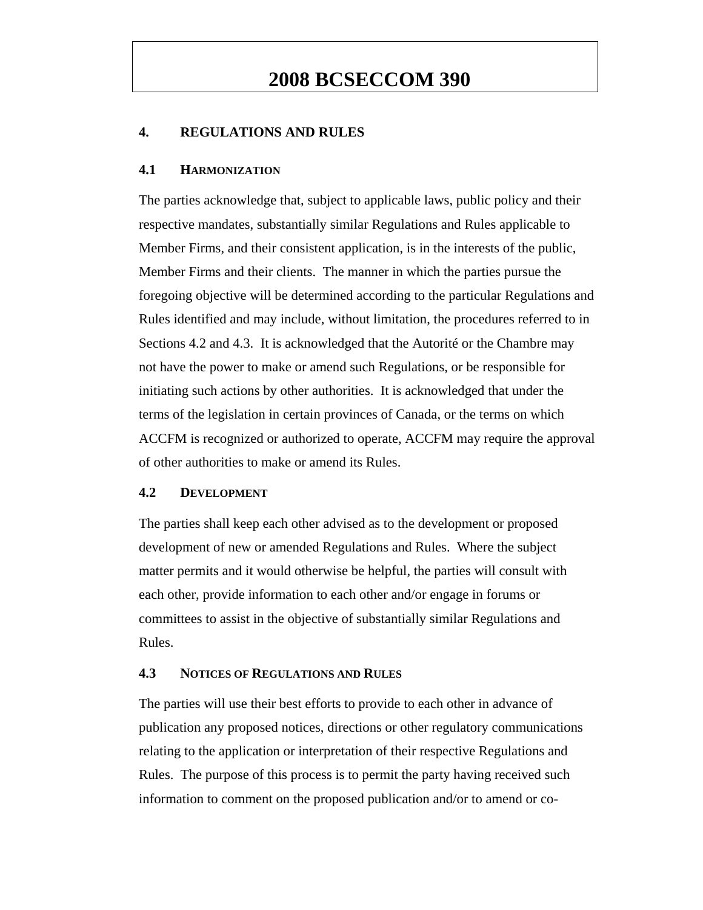## 4. REGULATIONS AND RULES

### 4.1 HARMONIZATION

The parties acknowledge that, subject to applicable laws, public policy and their respective mandates, substantially similar Regulations and Rules applicable to Member Firms, and their consistent application, is in the interests of the public, Member Firms and their clients. The manner in which the parties pursue the foregoing objective will be determined according to the particular Regulations and Rules identified and may include, without limitation, the procedures referred to in Sections 4.2 and 4.3. It is acknowledged that the Autorité or the Chambre may not have the power to make or amend such Regulations, or be responsible for initiating such actions by other authorities. It is acknowledged that under the terms of the legislation in certain provinces of Canada, or the terms on which ACCFM is recognized or authorized to operate, ACCFM may require the approval of other authorities to make or amend its Rules.

### 4.2 DEVELOPMENT

The parties shall keep each other advised as to the development or proposed development of new or amended Regulations and Rules. Where the subject matter permits and it would otherwise be helpful, the parties will consult with each other, provide information to each other and/or engage in forums or committees to assist in the objective of substantially similar Regulations and Rules.

### 4.3 NOTICES OF REGULATIONS AND RULES

The parties will use their best efforts to provide to each other in advance of publication any proposed notices, directions or other regulatory communications relating to the application or interpretation of their respective Regulations and Rules. The purpose of this process is to permit the party having received such information to comment on the proposed publication and/or to amend or co-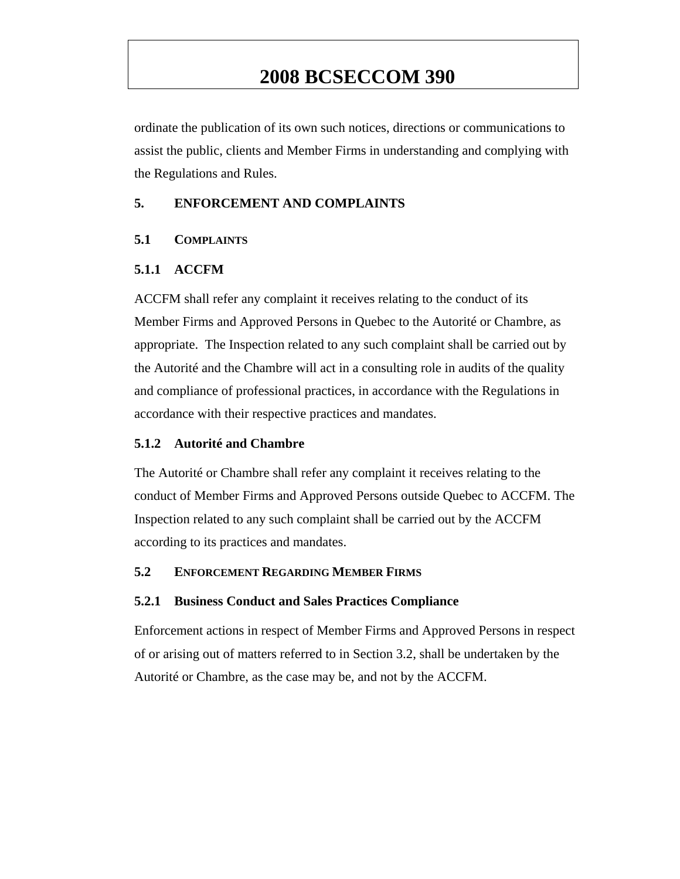ordinate the publication of its own such notices, directions or communications to assist the public, clients and Member Firms in understanding and complying with the Regulations and Rules.

## 5. ENFORCEMENT AND COMPLAINTS

### 5.1 COMPLAINTS

#### 5.1.1 ACCFM

ACCFM shall refer any complaint it receives relating to the conduct of its Member Firms and Approved Persons in Quebec to the Autorité or Chambre, as appropriate. The Inspection related to any such complaint shall be carried out by the Autorité and the Chambre will act in a consulting role in audits of the quality and compliance of professional practices, in accordance with the Regulations in accordance with their respective practices and mandates.

#### 5.1.2 Autorité and Chambre

The Autorité or Chambre shall refer any complaint it receives relating to the conduct of Member Firms and Approved Persons outside Quebec to ACCFM. The Inspection related to any such complaint shall be carried out by the ACCFM according to its practices and mandates.

### 5.2 ENFORCEMENT REGARDING MEMBER FIRMS

#### 5.2.1 Business Conduct and Sales Practices Compliance

Enforcement actions in respect of Member Firms and Approved Persons in respect of or arising out of matters referred to in Section 3.2, shall be undertaken by the Autorité or Chambre, as the case may be, and not by the ACCFM.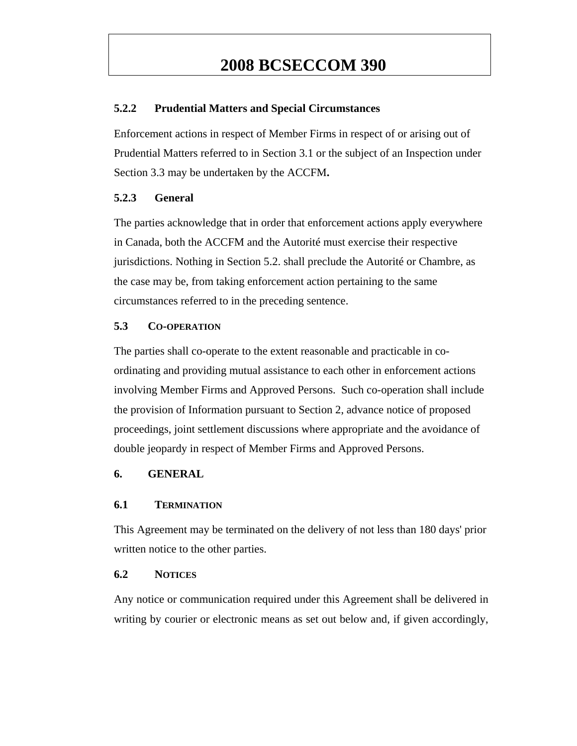### 5.2.2 Prudential Matters and Special Circumstances

Enforcement actions in respect of Member Firms in respect of or arising out of Prudential Matters referred to in Section 3.1 or the subject of an Inspection under Section 3.3 may be undertaken by the ACCFM**.**

### 5.2.3 General

The parties acknowledge that in order that enforcement actions apply everywhere in Canada, both the ACCFM and the Autorité must exercise their respective jurisdictions. Nothing in Section 5.2. shall preclude the Autorité or Chambre, as the case may be, from taking enforcement action pertaining to the same circumstances referred to in the preceding sentence.

### 5.3 CO-OPERATION

The parties shall co-operate to the extent reasonable and practicable in co-ordinating and providing mutual assistance to each other in enforcement actions involving Member Firms and Approved Persons. Such co-operation shall include the provision of Information pursuant to Section 2, advance notice of proposed proceedings, joint settlement discussions where appropriate and the avoidance of double jeopardy in respect of Member Firms and Approved Persons.

## 6. GENERAL

### 6.1 TERMINATION

This Agreement may be terminated on the delivery of not less than 180 days' prior written notice to the other parties.

### 6.2 NOTICES

Any notice or communication required under this Agreement shall be delivered in writing by courier or electronic means as set out below and, if given accordingly,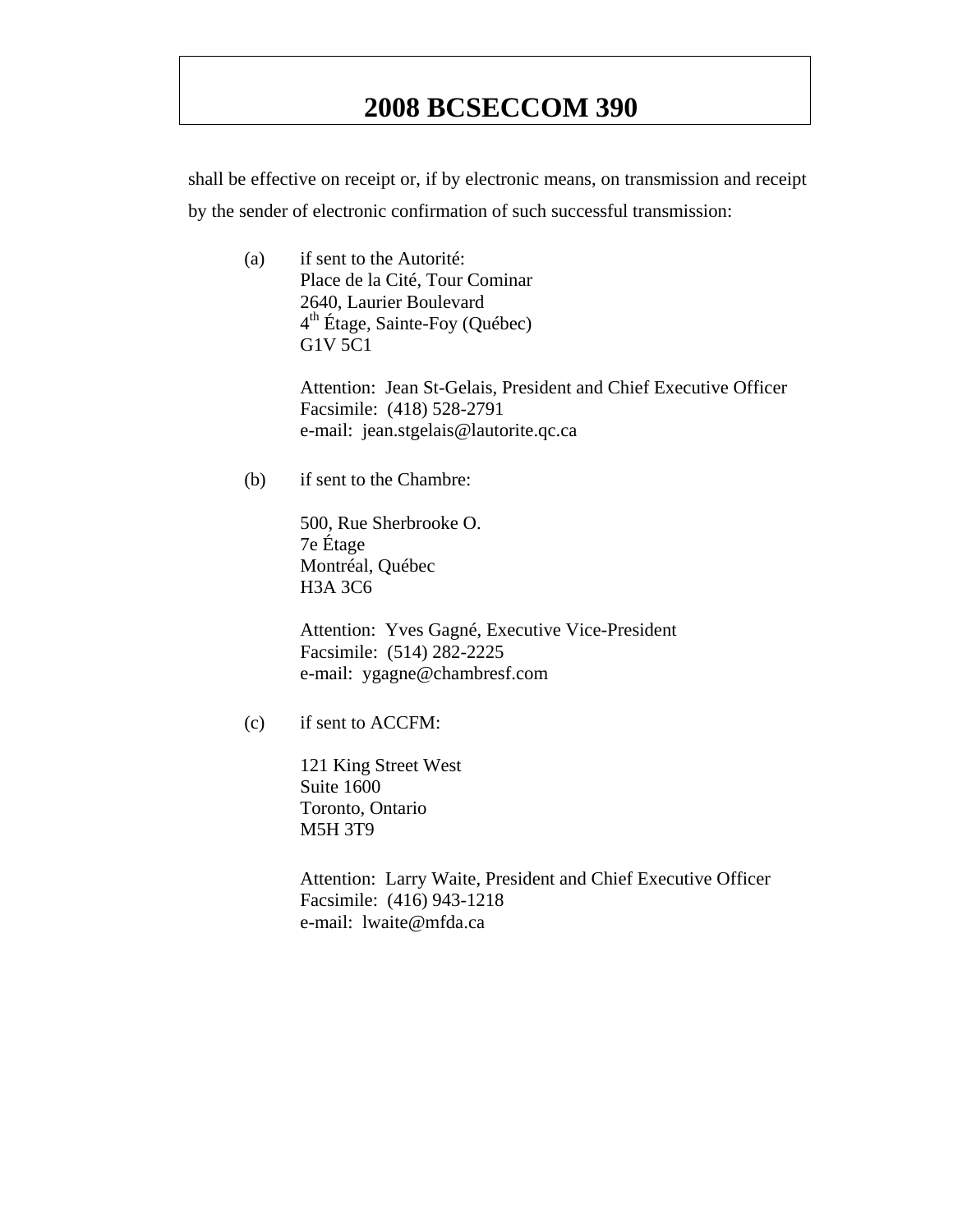shall be effective on receipt or, if by electronic means, on transmission and receipt by the sender of electronic confirmation of such successful transmission:

(a) if sent to the Autorité:
Place de la Cité, Tour Cominar
2640, Laurier Boulevard
4th Étage, Sainte-Foy (Québec)
G1V 5C1

Attention: Jean St-Gelais, President and Chief Executive Officer
Facsimile: (418) 528-2791
e-mail: jean.stgelais@lautorite.qc.ca

(b) if sent to the Chambre:

500, Rue Sherbrooke O.
7e Étage
Montréal, Québec
H3A 3C6

Attention: Yves Gagné, Executive Vice-President
Facsimile: (514) 282-2225
e-mail: ygagne@chambresf.com

(c) if sent to ACCFM:

121 King Street West
Suite 1600
Toronto, Ontario
M5H 3T9

Attention: Larry Waite, President and Chief Executive Officer
Facsimile: (416) 943-1218
e-mail: lwaite@mfda.ca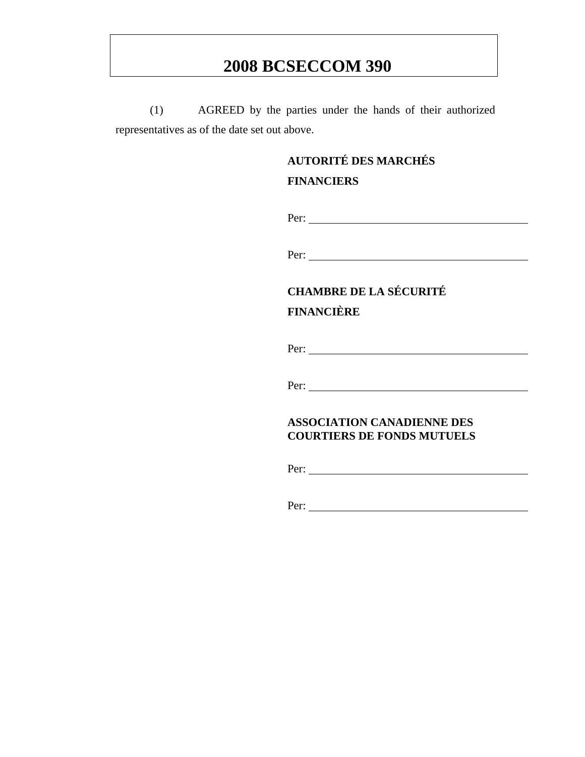(1) AGREED by the parties under the hands of their authorized representatives as of the date set out above.

**AUTORITÉ DES MARCHÉS FINANCIERS**

Per: ______________________________

Per: ______________________________

**CHAMBRE DE LA SÉCURITÉ FINANCIÈRE**

Per: ______________________________

Per: ______________________________

**ASSOCIATION CANADIENNE DES COURTIERS DE FONDS MUTUELS**

Per: ______________________________

Per: ______________________________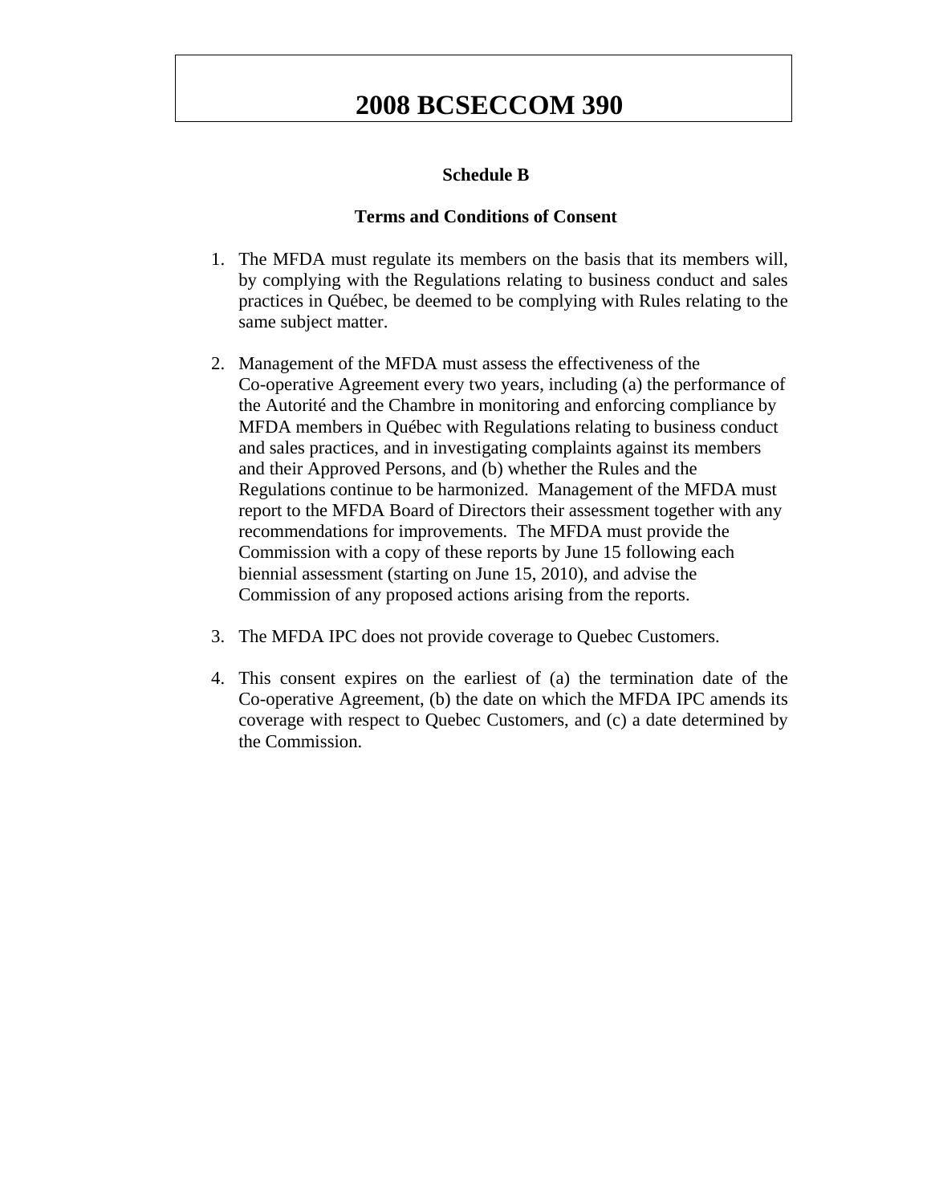# 2008 BCSECCOM 390

**Schedule B**

**Terms and Conditions of Consent**

1. The MFDA must regulate its members on the basis that its members will, by complying with the Regulations relating to business conduct and sales practices in Québec, be deemed to be complying with Rules relating to the same subject matter.

2. Management of the MFDA must assess the effectiveness of the Co-operative Agreement every two years, including (a) the performance of the Autorité and the Chambre in monitoring and enforcing compliance by MFDA members in Québec with Regulations relating to business conduct and sales practices, and in investigating complaints against its members and their Approved Persons, and (b) whether the Rules and the Regulations continue to be harmonized. Management of the MFDA must report to the MFDA Board of Directors their assessment together with any recommendations for improvements. The MFDA must provide the Commission with a copy of these reports by June 15 following each biennial assessment (starting on June 15, 2010), and advise the Commission of any proposed actions arising from the reports.

3. The MFDA IPC does not provide coverage to Quebec Customers.

4. This consent expires on the earliest of (a) the termination date of the Co-operative Agreement, (b) the date on which the MFDA IPC amends its coverage with respect to Quebec Customers, and (c) a date determined by the Commission.